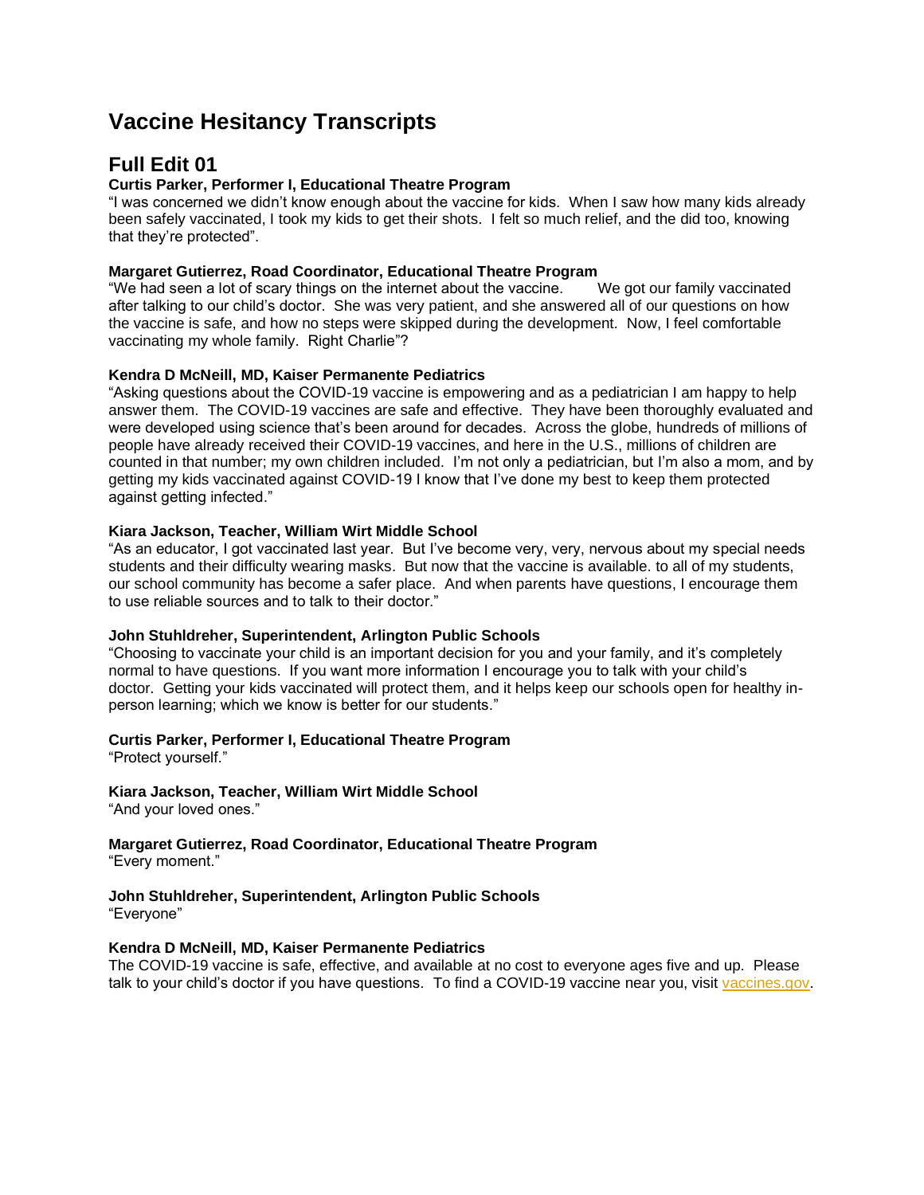# Vaccine Hesitancy Transcripts

## Full Edit 01

**Curtis Parker, Performer I, Educational Theatre Program**
"I was concerned we didn't know enough about the vaccine for kids. When I saw how many kids already been safely vaccinated, I took my kids to get their shots. I felt so much relief, and the did too, knowing that they're protected".

**Margaret Gutierrez, Road Coordinator, Educational Theatre Program**
"We had seen a lot of scary things on the internet about the vaccine. We got our family vaccinated after talking to our child's doctor. She was very patient, and she answered all of our questions on how the vaccine is safe, and how no steps were skipped during the development. Now, I feel comfortable vaccinating my whole family. Right Charlie"?

**Kendra D McNeill, MD, Kaiser Permanente Pediatrics**
"Asking questions about the COVID-19 vaccine is empowering and as a pediatrician I am happy to help answer them. The COVID-19 vaccines are safe and effective. They have been thoroughly evaluated and were developed using science that's been around for decades. Across the globe, hundreds of millions of people have already received their COVID-19 vaccines, and here in the U.S., millions of children are counted in that number; my own children included. I'm not only a pediatrician, but I'm also a mom, and by getting my kids vaccinated against COVID-19 I know that I've done my best to keep them protected against getting infected."

**Kiara Jackson, Teacher, William Wirt Middle School**
"As an educator, I got vaccinated last year. But I've become very, very, nervous about my special needs students and their difficulty wearing masks. But now that the vaccine is available. to all of my students, our school community has become a safer place. And when parents have questions, I encourage them to use reliable sources and to talk to their doctor."

**John Stuhldreher, Superintendent, Arlington Public Schools**
"Choosing to vaccinate your child is an important decision for you and your family, and it's completely normal to have questions. If you want more information I encourage you to talk with your child's doctor. Getting your kids vaccinated will protect them, and it helps keep our schools open for healthy in-person learning; which we know is better for our students."

**Curtis Parker, Performer I, Educational Theatre Program**
"Protect yourself."

**Kiara Jackson, Teacher, William Wirt Middle School**
"And your loved ones."

**Margaret Gutierrez, Road Coordinator, Educational Theatre Program**
"Every moment."

**John Stuhldreher, Superintendent, Arlington Public Schools**
"Everyone"

**Kendra D McNeill, MD, Kaiser Permanente Pediatrics**
The COVID-19 vaccine is safe, effective, and available at no cost to everyone ages five and up. Please talk to your child's doctor if you have questions. To find a COVID-19 vaccine near you, visit [vaccines.gov](vaccines.gov).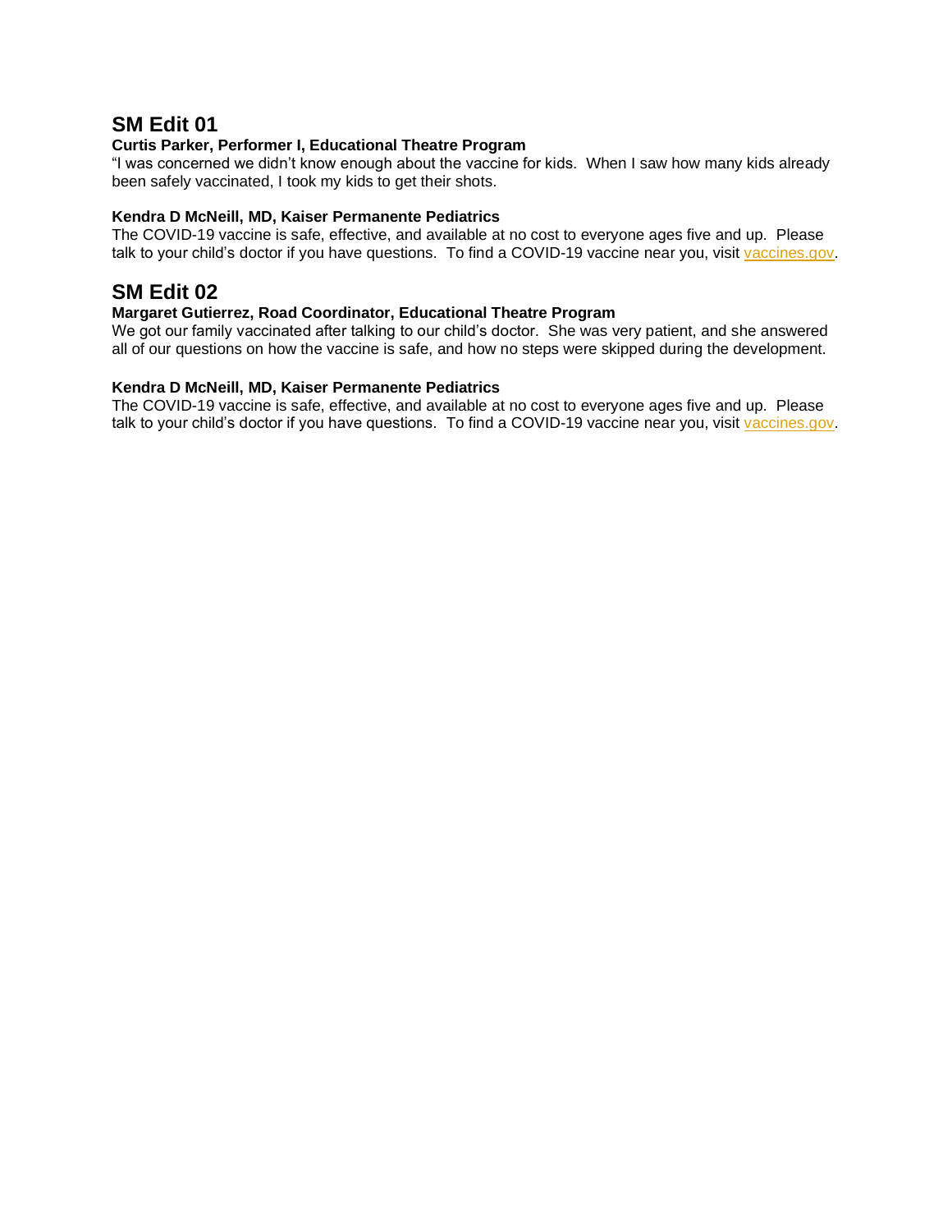## SM Edit 01

**Curtis Parker, Performer I, Educational Theatre Program**

"I was concerned we didn't know enough about the vaccine for kids. When I saw how many kids already been safely vaccinated, I took my kids to get their shots.

**Kendra D McNeill, MD, Kaiser Permanente Pediatrics**

The COVID-19 vaccine is safe, effective, and available at no cost to everyone ages five and up. Please talk to your child's doctor if you have questions. To find a COVID-19 vaccine near you, visit vaccines.gov.

## SM Edit 02

**Margaret Gutierrez, Road Coordinator, Educational Theatre Program**

We got our family vaccinated after talking to our child's doctor. She was very patient, and she answered all of our questions on how the vaccine is safe, and how no steps were skipped during the development.

**Kendra D McNeill, MD, Kaiser Permanente Pediatrics**

The COVID-19 vaccine is safe, effective, and available at no cost to everyone ages five and up. Please talk to your child's doctor if you have questions. To find a COVID-19 vaccine near you, visit vaccines.gov.